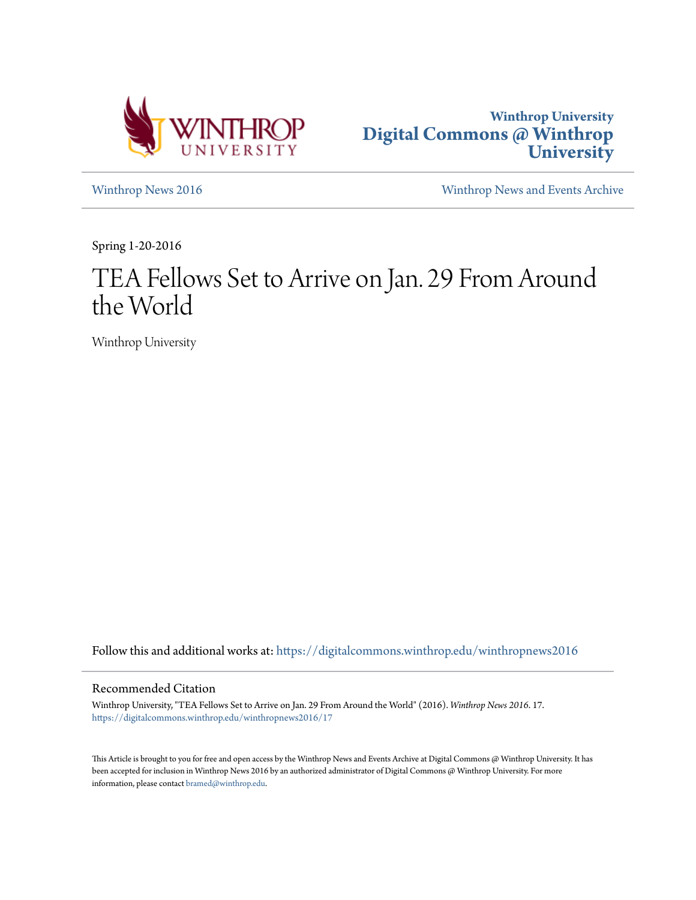Winthrop University
Digital Commons @ Winthrop University

Winthrop News 2016

Winthrop News and Events Archive

Spring 1-20-2016

# TEA Fellows Set to Arrive on Jan. 29 From Around the World

Winthrop University

Follow this and additional works at: https://digitalcommons.winthrop.edu/winthropnews2016

## Recommended Citation

Winthrop University, "TEA Fellows Set to Arrive on Jan. 29 From Around the World" (2016). *Winthrop News 2016*. 17.
https://digitalcommons.winthrop.edu/winthropnews2016/17

This Article is brought to you for free and open access by the Winthrop News and Events Archive at Digital Commons @ Winthrop University. It has been accepted for inclusion in Winthrop News 2016 by an authorized administrator of Digital Commons @ Winthrop University. For more information, please contact bramed@winthrop.edu.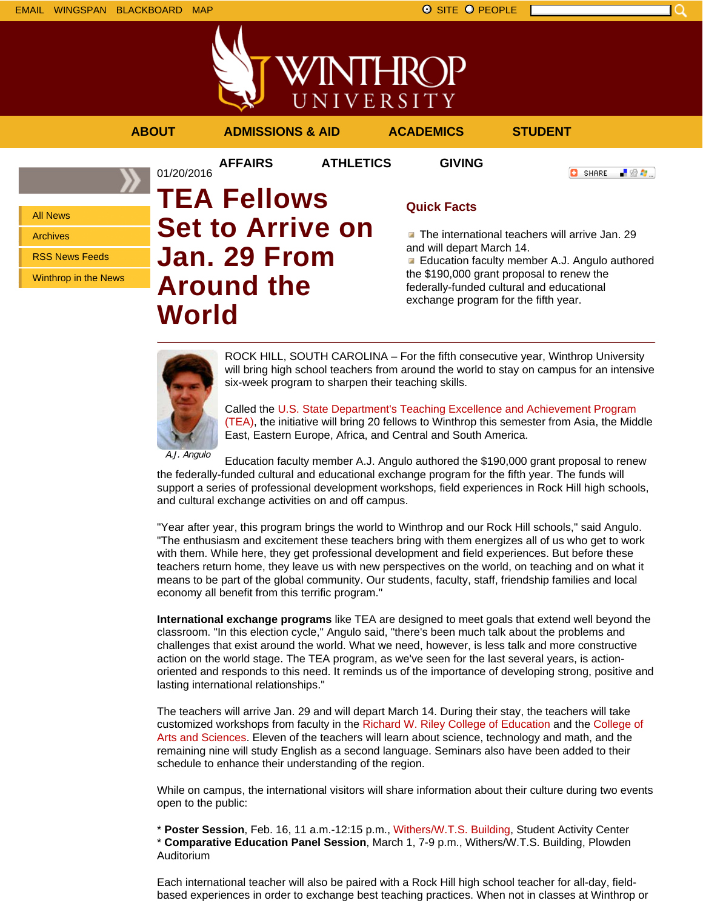EMAIL WINGSPAN BLACKBOARD MAP

SITE PEOPLE

ABOUT ADMISSIONS & AID ACADEMICS STUDENT AFFAIRS ATHLETICS GIVING

- All News
- Archives
- RSS News Feeds
- Winthrop in the News

01/20/2016

# TEA Fellows Set to Arrive on Jan. 29 From Around the World

## Quick Facts

- The international teachers will arrive Jan. 29 and will depart March 14.
- Education faculty member A.J. Angulo authored the $190,000 grant proposal to renew the federally-funded cultural and educational exchange program for the fifth year.

*A.J. Angulo*

ROCK HILL, SOUTH CAROLINA – For the fifth consecutive year, Winthrop University will bring high school teachers from around the world to stay on campus for an intensive six-week program to sharpen their teaching skills.

Called the U.S. State Department's Teaching Excellence and Achievement Program (TEA), the initiative will bring 20 fellows to Winthrop this semester from Asia, the Middle East, Eastern Europe, Africa, and Central and South America.

Education faculty member A.J. Angulo authored the $190,000 grant proposal to renew the federally-funded cultural and educational exchange program for the fifth year. The funds will support a series of professional development workshops, field experiences in Rock Hill high schools, and cultural exchange activities on and off campus.

"Year after year, this program brings the world to Winthrop and our Rock Hill schools," said Angulo. "The enthusiasm and excitement these teachers bring with them energizes all of us who get to work with them. While here, they get professional development and field experiences. But before these teachers return home, they leave us with new perspectives on the world, on teaching and on what it means to be part of the global community. Our students, faculty, staff, friendship families and local economy all benefit from this terrific program."

**International exchange programs** like TEA are designed to meet goals that extend well beyond the classroom. "In this election cycle," Angulo said, "there's been much talk about the problems and challenges that exist around the world. What we need, however, is less talk and more constructive action on the world stage. The TEA program, as we've seen for the last several years, is action-oriented and responds to this need. It reminds us of the importance of developing strong, positive and lasting international relationships."

The teachers will arrive Jan. 29 and will depart March 14. During their stay, the teachers will take customized workshops from faculty in the Richard W. Riley College of Education and the College of Arts and Sciences. Eleven of the teachers will learn about science, technology and math, and the remaining nine will study English as a second language. Seminars also have been added to their schedule to enhance their understanding of the region.

While on campus, the international visitors will share information about their culture during two events open to the public:

* **Poster Session**, Feb. 16, 11 a.m.-12:15 p.m., Withers/W.T.S. Building, Student Activity Center
* **Comparative Education Panel Session**, March 1, 7-9 p.m., Withers/W.T.S. Building, Plowden Auditorium

Each international teacher will also be paired with a Rock Hill high school teacher for all-day, field-based experiences in order to exchange best teaching practices. When not in classes at Winthrop or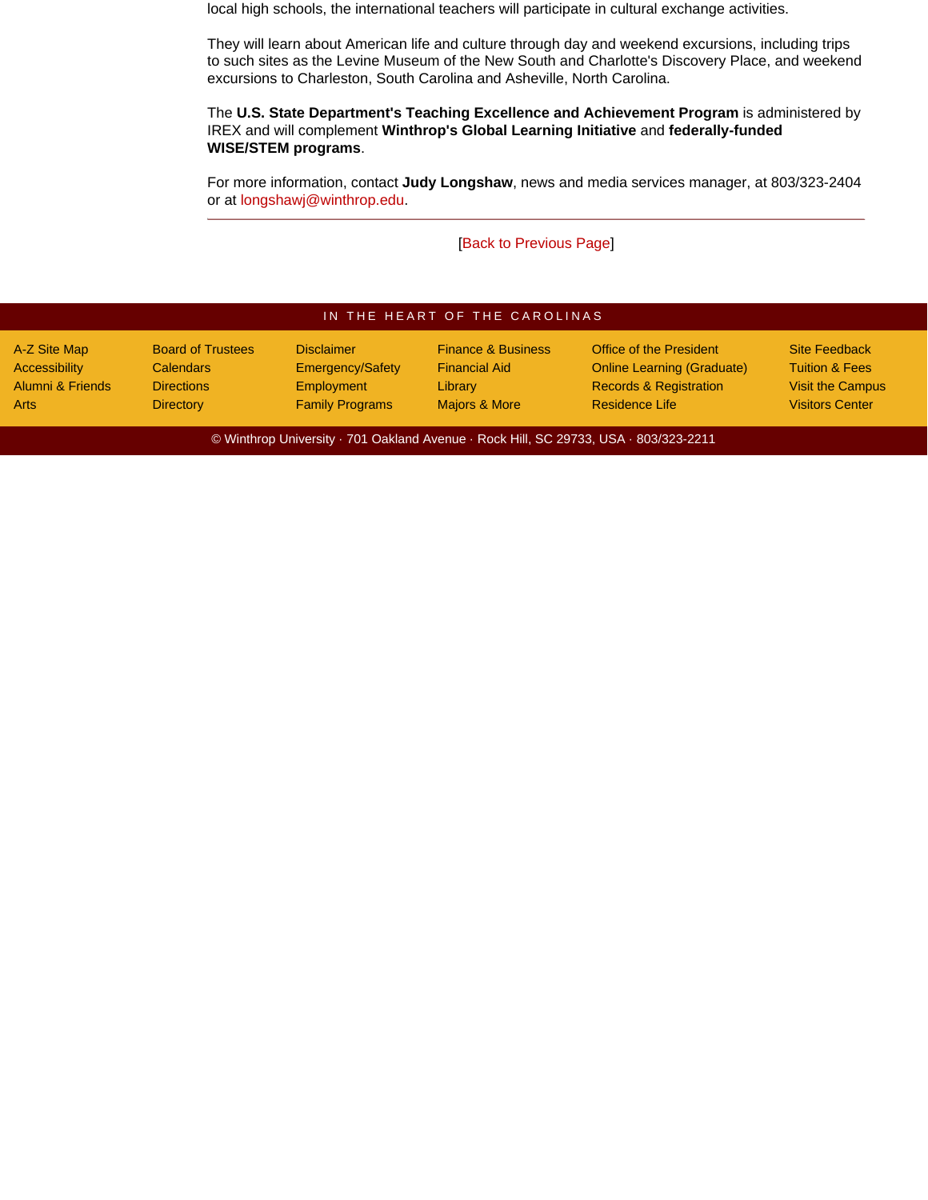local high schools, the international teachers will participate in cultural exchange activities.

They will learn about American life and culture through day and weekend excursions, including trips to such sites as the Levine Museum of the New South and Charlotte's Discovery Place, and weekend excursions to Charleston, South Carolina and Asheville, North Carolina.

The **U.S. State Department's Teaching Excellence and Achievement Program** is administered by IREX and will complement **Winthrop's Global Learning Initiative** and **federally-funded WISE/STEM programs**.

For more information, contact **Judy Longshaw**, news and media services manager, at 803/323-2404 or at longshawj@winthrop.edu.

---

[Back to Previous Page]

IN THE HEART OF THE CAROLINAS

A-Z Site Map
Accessibility
Alumni & Friends
Arts
Board of Trustees
Calendars
Directions
Directory
Disclaimer
Emergency/Safety
Employment
Family Programs
Finance & Business
Financial Aid
Library
Majors & More
Office of the President
Online Learning (Graduate)
Records & Registration
Residence Life
Site Feedback
Tuition & Fees
Visit the Campus
Visitors Center

© Winthrop University · 701 Oakland Avenue · Rock Hill, SC 29733, USA · 803/323-2211